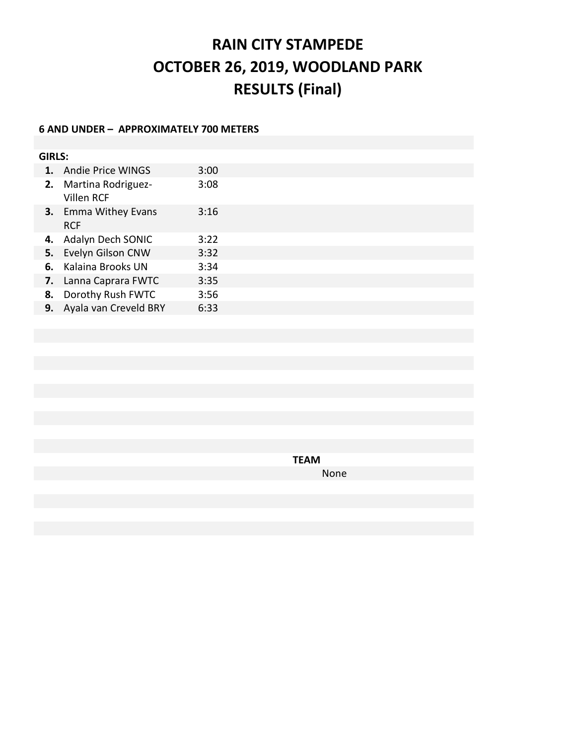# RAIN CITY STAMPEDE
# OCTOBER 26, 2019, WOODLAND PARK
# RESULTS (Final)

**6 AND UNDER – APPROXIMATELY 700 METERS**

**GIRLS:**

| Place | Name | Time |
|---|---|---|
| **1.** | Andie Price WINGS | 3:00 |
| **2.** | Martina Rodriguez-Villen RCF | 3:08 |
| **3.** | Emma Withey Evans RCF | 3:16 |
| **4.** | Adalyn Dech SONIC | 3:22 |
| **5.** | Evelyn Gilson CNW | 3:32 |
| **6.** | Kalaina Brooks UN | 3:34 |
| **7.** | Lanna Caprara FWTC | 3:35 |
| **8.** | Dorothy Rush FWTC | 3:56 |
| **9.** | Ayala van Creveld BRY | 6:33 |

**TEAM**

None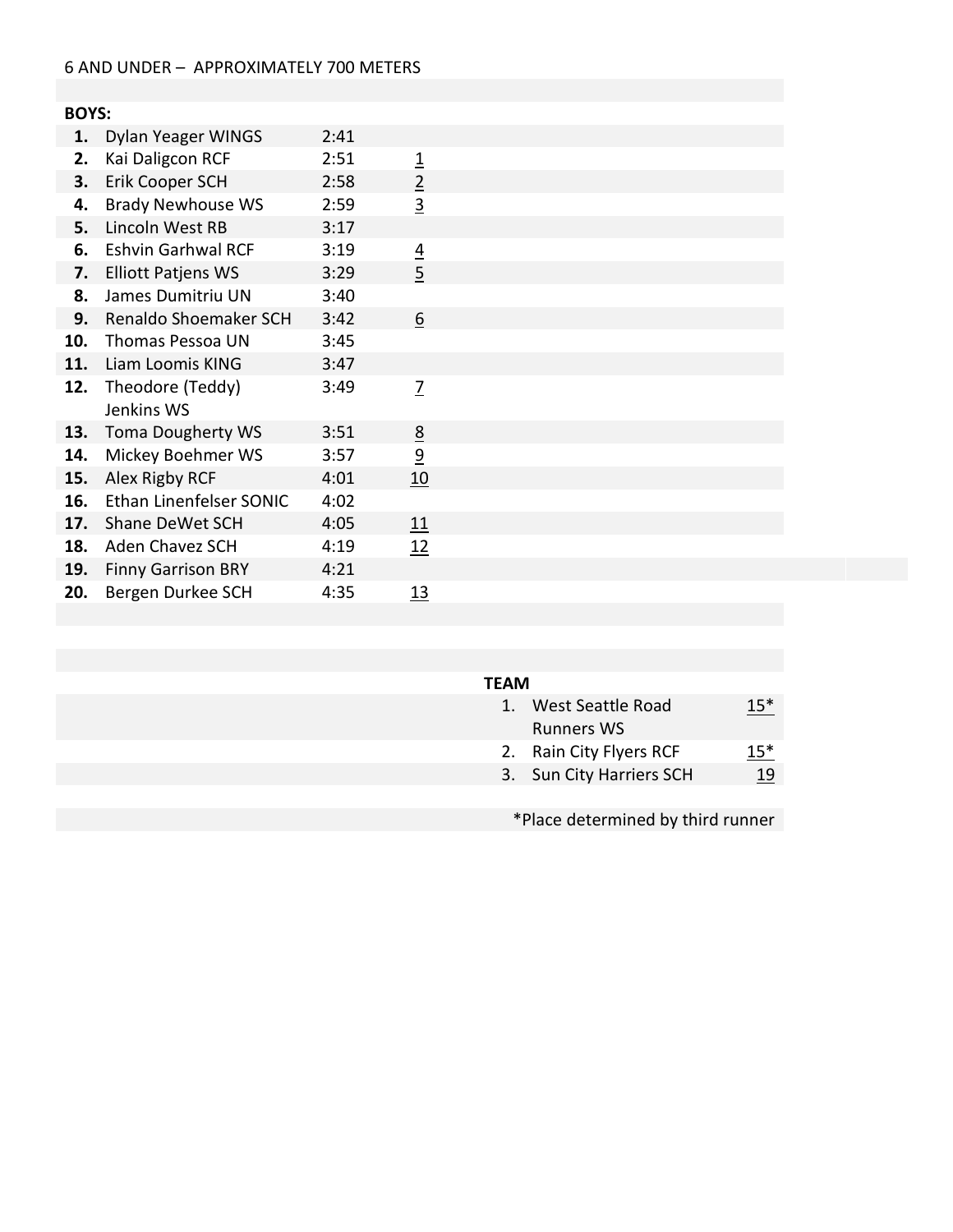6 AND UNDER – APPROXIMATELY 700 METERS

**BOYS:**

| | Name | Time | Team Score |
|---|---|---|---|
| **1.** | Dylan Yeager WINGS | 2:41 | |
| **2.** | Kai Daligcon RCF | 2:51 | 1 |
| **3.** | Erik Cooper SCH | 2:58 | 2 |
| **4.** | Brady Newhouse WS | 2:59 | 3 |
| **5.** | Lincoln West RB | 3:17 | |
| **6.** | Eshvin Garhwal RCF | 3:19 | 4 |
| **7.** | Elliott Patjens WS | 3:29 | 5 |
| **8.** | James Dumitriu UN | 3:40 | |
| **9.** | Renaldo Shoemaker SCH | 3:42 | 6 |
| **10.** | Thomas Pessoa UN | 3:45 | |
| **11.** | Liam Loomis KING | 3:47 | |
| **12.** | Theodore (Teddy) Jenkins WS | 3:49 | 7 |
| **13.** | Toma Dougherty WS | 3:51 | 8 |
| **14.** | Mickey Boehmer WS | 3:57 | 9 |
| **15.** | Alex Rigby RCF | 4:01 | 10 |
| **16.** | Ethan Linenfelser SONIC | 4:02 | |
| **17.** | Shane DeWet SCH | 4:05 | 11 |
| **18.** | Aden Chavez SCH | 4:19 | 12 |
| **19.** | Finny Garrison BRY | 4:21 | |
| **20.** | Bergen Durkee SCH | 4:35 | 13 |

**TEAM**

| | Team | Score |
|---|---|---|
| 1. | West Seattle Road Runners WS | 15* |
| 2. | Rain City Flyers RCF | 15* |
| 3. | Sun City Harriers SCH | 19 |

*Place determined by third runner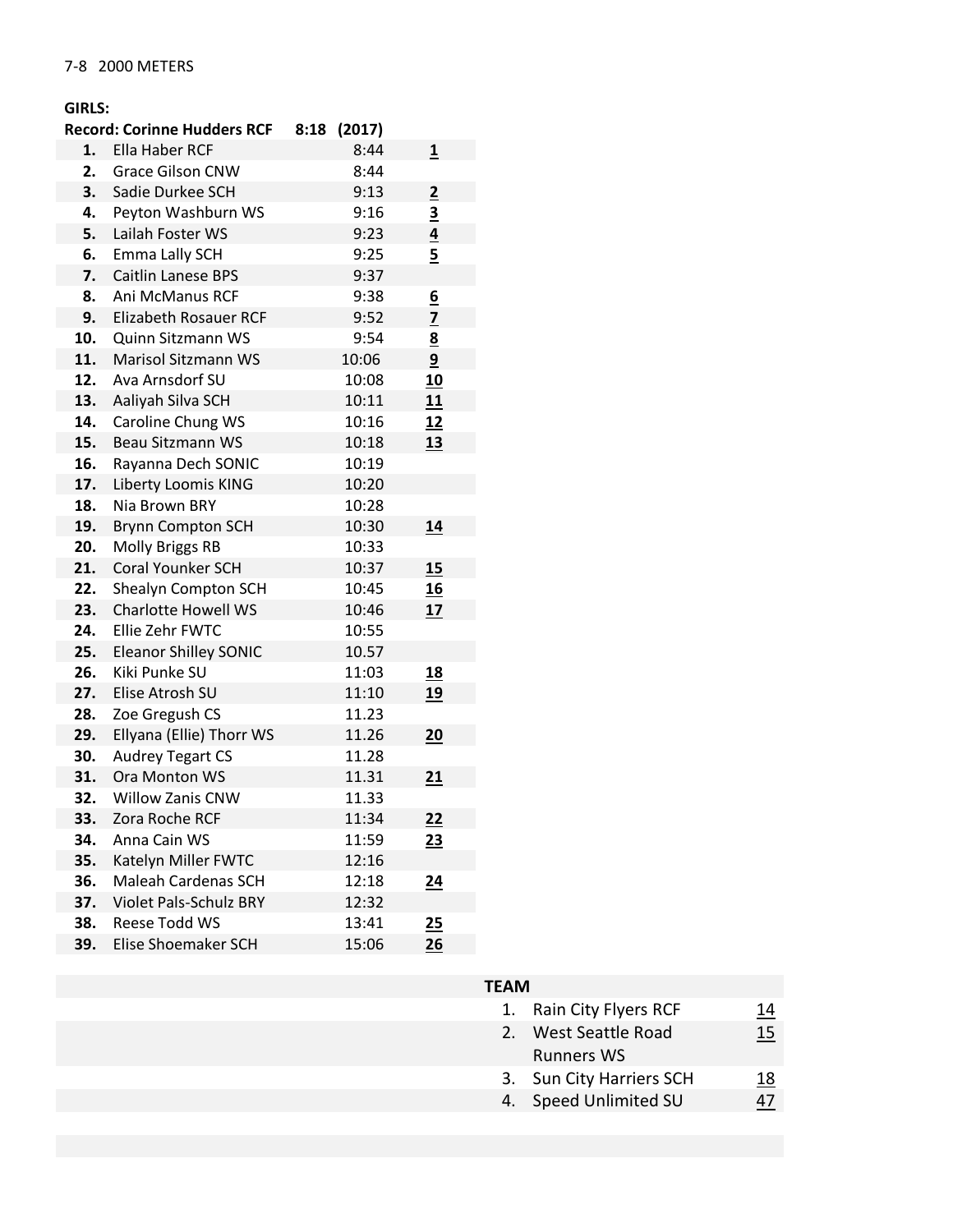7-8 2000 METERS

**GIRLS:**

**Record: Corinne Hudders RCF 8:18 (2017)**

| Place | Name | Time | Team Points |
|---|---|---|---|
| **1.** | Ella Haber RCF | 8:44 | 1 |
| **2.** | Grace Gilson CNW | 8:44 | |
| **3.** | Sadie Durkee SCH | 9:13 | 2 |
| **4.** | Peyton Washburn WS | 9:16 | 3 |
| **5.** | Lailah Foster WS | 9:23 | 4 |
| **6.** | Emma Lally SCH | 9:25 | 5 |
| **7.** | Caitlin Lanese BPS | 9:37 | |
| **8.** | Ani McManus RCF | 9:38 | 6 |
| **9.** | Elizabeth Rosauer RCF | 9:52 | 7 |
| **10.** | Quinn Sitzmann WS | 9:54 | 8 |
| **11.** | Marisol Sitzmann WS | 10:06 | 9 |
| **12.** | Ava Arnsdorf SU | 10:08 | 10 |
| **13.** | Aaliyah Silva SCH | 10:11 | 11 |
| **14.** | Caroline Chung WS | 10:16 | 12 |
| **15.** | Beau Sitzmann WS | 10:18 | 13 |
| **16.** | Rayanna Dech SONIC | 10:19 | |
| **17.** | Liberty Loomis KING | 10:20 | |
| **18.** | Nia Brown BRY | 10:28 | |
| **19.** | Brynn Compton SCH | 10:30 | 14 |
| **20.** | Molly Briggs RB | 10:33 | |
| **21.** | Coral Younker SCH | 10:37 | 15 |
| **22.** | Shealyn Compton SCH | 10:45 | 16 |
| **23.** | Charlotte Howell WS | 10:46 | 17 |
| **24.** | Ellie Zehr FWTC | 10:55 | |
| **25.** | Eleanor Shilley SONIC | 10.57 | |
| **26.** | Kiki Punke SU | 11:03 | 18 |
| **27.** | Elise Atrosh SU | 11:10 | 19 |
| **28.** | Zoe Gregush CS | 11.23 | |
| **29.** | Ellyana (Ellie) Thorr WS | 11.26 | 20 |
| **30.** | Audrey Tegart CS | 11.28 | |
| **31.** | Ora Monton WS | 11.31 | 21 |
| **32.** | Willow Zanis CNW | 11.33 | |
| **33.** | Zora Roche RCF | 11:34 | 22 |
| **34.** | Anna Cain WS | 11:59 | 23 |
| **35.** | Katelyn Miller FWTC | 12:16 | |
| **36.** | Maleah Cardenas SCH | 12:18 | 24 |
| **37.** | Violet Pals-Schulz BRY | 12:32 | |
| **38.** | Reese Todd WS | 13:41 | 25 |
| **39.** | Elise Shoemaker SCH | 15:06 | 26 |

**TEAM**

| Place | Team | Points |
|---|---|---|
| 1. | Rain City Flyers RCF | 14 |
| 2. | West Seattle Road Runners WS | 15 |
| 3. | Sun City Harriers SCH | 18 |
| 4. | Speed Unlimited SU | 47 |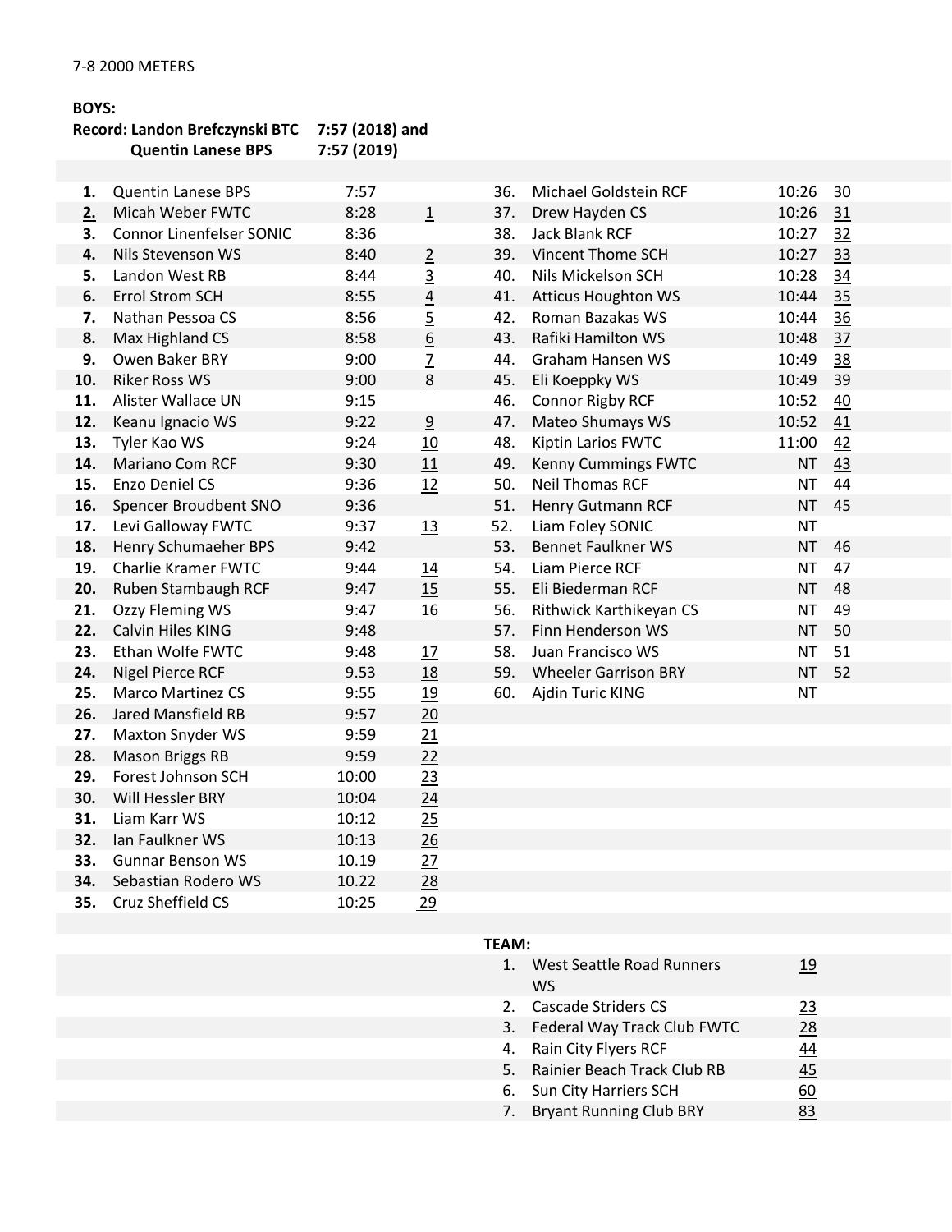7-8 2000 METERS

**BOYS:**

**Record: Landon Brefczynski BTC 7:57 (2018) and**
**Quentin Lanese BPS 7:57 (2019)**

| Place | Name | Time | Team Pts |
|---|---|---|---|
| **1.** | Quentin Lanese BPS | 7:57 | |
| **2.** | Micah Weber FWTC | 8:28 | 1 |
| **3.** | Connor Linenfelser SONIC | 8:36 | |
| **4.** | Nils Stevenson WS | 8:40 | 2 |
| **5.** | Landon West RB | 8:44 | 3 |
| **6.** | Errol Strom SCH | 8:55 | 4 |
| **7.** | Nathan Pessoa CS | 8:56 | 5 |
| **8.** | Max Highland CS | 8:58 | 6 |
| **9.** | Owen Baker BRY | 9:00 | 7 |
| **10.** | Riker Ross WS | 9:00 | 8 |
| **11.** | Alister Wallace UN | 9:15 | |
| **12.** | Keanu Ignacio WS | 9:22 | 9 |
| **13.** | Tyler Kao WS | 9:24 | 10 |
| **14.** | Mariano Com RCF | 9:30 | 11 |
| **15.** | Enzo Deniel CS | 9:36 | 12 |
| **16.** | Spencer Broudbent SNO | 9:36 | |
| **17.** | Levi Galloway FWTC | 9:37 | 13 |
| **18.** | Henry Schumaeher BPS | 9:42 | |
| **19.** | Charlie Kramer FWTC | 9:44 | 14 |
| **20.** | Ruben Stambaugh RCF | 9:47 | 15 |
| **21.** | Ozzy Fleming WS | 9:47 | 16 |
| **22.** | Calvin Hiles KING | 9:48 | |
| **23.** | Ethan Wolfe FWTC | 9:48 | 17 |
| **24.** | Nigel Pierce RCF | 9.53 | 18 |
| **25.** | Marco Martinez CS | 9:55 | 19 |
| **26.** | Jared Mansfield RB | 9:57 | 20 |
| **27.** | Maxton Snyder WS | 9:59 | 21 |
| **28.** | Mason Briggs RB | 9:59 | 22 |
| **29.** | Forest Johnson SCH | 10:00 | 23 |
| **30.** | Will Hessler BRY | 10:04 | 24 |
| **31.** | Liam Karr WS | 10:12 | 25 |
| **32.** | Ian Faulkner WS | 10:13 | 26 |
| **33.** | Gunnar Benson WS | 10.19 | 27 |
| **34.** | Sebastian Rodero WS | 10.22 | 28 |
| **35.** | Cruz Sheffield CS | 10:25 | 29 |
| 36. | Michael Goldstein RCF | 10:26 | 30 |
| 37. | Drew Hayden CS | 10:26 | 31 |
| 38. | Jack Blank RCF | 10:27 | 32 |
| 39. | Vincent Thome SCH | 10:27 | 33 |
| 40. | Nils Mickelson SCH | 10:28 | 34 |
| 41. | Atticus Houghton WS | 10:44 | 35 |
| 42. | Roman Bazakas WS | 10:44 | 36 |
| 43. | Rafiki Hamilton WS | 10:48 | 37 |
| 44. | Graham Hansen WS | 10:49 | 38 |
| 45. | Eli Koeppky WS | 10:49 | 39 |
| 46. | Connor Rigby RCF | 10:52 | 40 |
| 47. | Mateo Shumays WS | 10:52 | 41 |
| 48. | Kiptin Larios FWTC | 11:00 | 42 |
| 49. | Kenny Cummings FWTC | NT | 43 |
| 50. | Neil Thomas RCF | NT | 44 |
| 51. | Henry Gutmann RCF | NT | 45 |
| 52. | Liam Foley SONIC | NT | |
| 53. | Bennet Faulkner WS | NT | 46 |
| 54. | Liam Pierce RCF | NT | 47 |
| 55. | Eli Biederman RCF | NT | 48 |
| 56. | Rithwick Karthikeyan CS | NT | 49 |
| 57. | Finn Henderson WS | NT | 50 |
| 58. | Juan Francisco WS | NT | 51 |
| 59. | Wheeler Garrison BRY | NT | 52 |
| 60. | Ajdin Turic KING | NT | |

**TEAM:**

| Place | Team | Points |
|---|---|---|
| 1. | West Seattle Road Runners WS | 19 |
| 2. | Cascade Striders CS | 23 |
| 3. | Federal Way Track Club FWTC | 28 |
| 4. | Rain City Flyers RCF | 44 |
| 5. | Rainier Beach Track Club RB | 45 |
| 6. | Sun City Harriers SCH | 60 |
| 7. | Bryant Running Club BRY | 83 |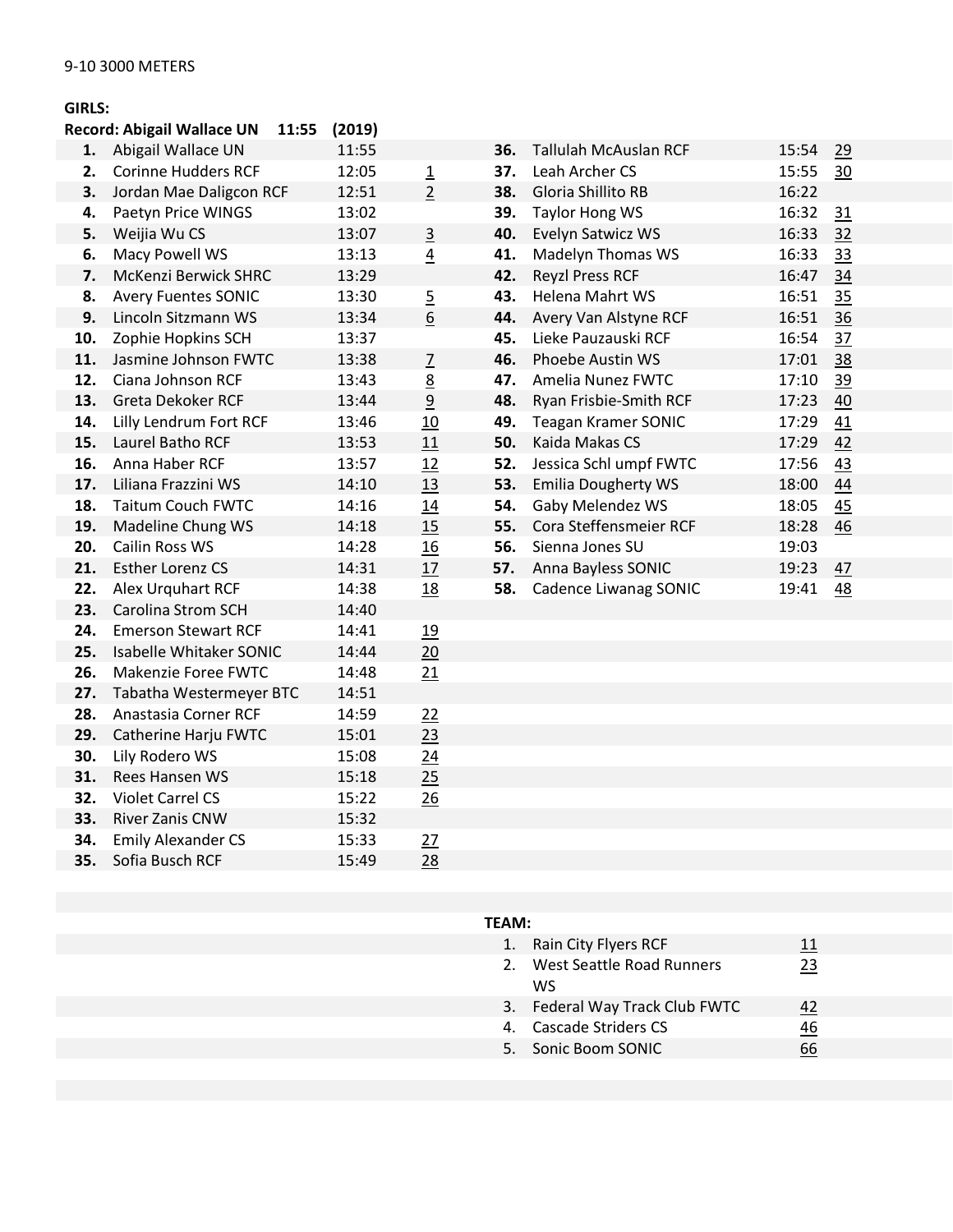9-10 3000 METERS

**GIRLS:**

**Record: Abigail Wallace UN 11:55 (2019)**

| Place | Name | Time | Team Score |
|---|---|---|---|
| 1. | Abigail Wallace UN | 11:55 | |
| 2. | Corinne Hudders RCF | 12:05 | 1 |
| 3. | Jordan Mae Daligcon RCF | 12:51 | 2 |
| 4. | Paetyn Price WINGS | 13:02 | |
| 5. | Weijia Wu CS | 13:07 | 3 |
| 6. | Macy Powell WS | 13:13 | 4 |
| 7. | McKenzi Berwick SHRC | 13:29 | |
| 8. | Avery Fuentes SONIC | 13:30 | 5 |
| 9. | Lincoln Sitzmann WS | 13:34 | 6 |
| 10. | Zophie Hopkins SCH | 13:37 | |
| 11. | Jasmine Johnson FWTC | 13:38 | 7 |
| 12. | Ciana Johnson RCF | 13:43 | 8 |
| 13. | Greta Dekoker RCF | 13:44 | 9 |
| 14. | Lilly Lendrum Fort RCF | 13:46 | 10 |
| 15. | Laurel Batho RCF | 13:53 | 11 |
| 16. | Anna Haber RCF | 13:57 | 12 |
| 17. | Liliana Frazzini WS | 14:10 | 13 |
| 18. | Taitum Couch FWTC | 14:16 | 14 |
| 19. | Madeline Chung WS | 14:18 | 15 |
| 20. | Cailin Ross WS | 14:28 | 16 |
| 21. | Esther Lorenz CS | 14:31 | 17 |
| 22. | Alex Urquhart RCF | 14:38 | 18 |
| 23. | Carolina Strom SCH | 14:40 | |
| 24. | Emerson Stewart RCF | 14:41 | 19 |
| 25. | Isabelle Whitaker SONIC | 14:44 | 20 |
| 26. | Makenzie Foree FWTC | 14:48 | 21 |
| 27. | Tabatha Westermeyer BTC | 14:51 | |
| 28. | Anastasia Corner RCF | 14:59 | 22 |
| 29. | Catherine Harju FWTC | 15:01 | 23 |
| 30. | Lily Rodero WS | 15:08 | 24 |
| 31. | Rees Hansen WS | 15:18 | 25 |
| 32. | Violet Carrel CS | 15:22 | 26 |
| 33. | River Zanis CNW | 15:32 | |
| 34. | Emily Alexander CS | 15:33 | 27 |
| 35. | Sofia Busch RCF | 15:49 | 28 |
| 36. | Tallulah McAuslan RCF | 15:54 | 29 |
| 37. | Leah Archer CS | 15:55 | 30 |
| 38. | Gloria Shillito RB | 16:22 | |
| 39. | Taylor Hong WS | 16:32 | 31 |
| 40. | Evelyn Satwicz WS | 16:33 | 32 |
| 41. | Madelyn Thomas WS | 16:33 | 33 |
| 42. | Reyzl Press RCF | 16:47 | 34 |
| 43. | Helena Mahrt WS | 16:51 | 35 |
| 44. | Avery Van Alstyne RCF | 16:51 | 36 |
| 45. | Lieke Pauzauski RCF | 16:54 | 37 |
| 46. | Phoebe Austin WS | 17:01 | 38 |
| 47. | Amelia Nunez FWTC | 17:10 | 39 |
| 48. | Ryan Frisbie-Smith RCF | 17:23 | 40 |
| 49. | Teagan Kramer SONIC | 17:29 | 41 |
| 50. | Kaida Makas CS | 17:29 | 42 |
| 52. | Jessica Schl umpf FWTC | 17:56 | 43 |
| 53. | Emilia Dougherty WS | 18:00 | 44 |
| 54. | Gaby Melendez WS | 18:05 | 45 |
| 55. | Cora Steffensmeier RCF | 18:28 | 46 |
| 56. | Sienna Jones SU | 19:03 | |
| 57. | Anna Bayless SONIC | 19:23 | 47 |
| 58. | Cadence Liwanag SONIC | 19:41 | 48 |

**TEAM:**

| Place | Team | Score |
|---|---|---|
| 1. | Rain City Flyers RCF | 11 |
| 2. | West Seattle Road Runners WS | 23 |
| 3. | Federal Way Track Club FWTC | 42 |
| 4. | Cascade Striders CS | 46 |
| 5. | Sonic Boom SONIC | 66 |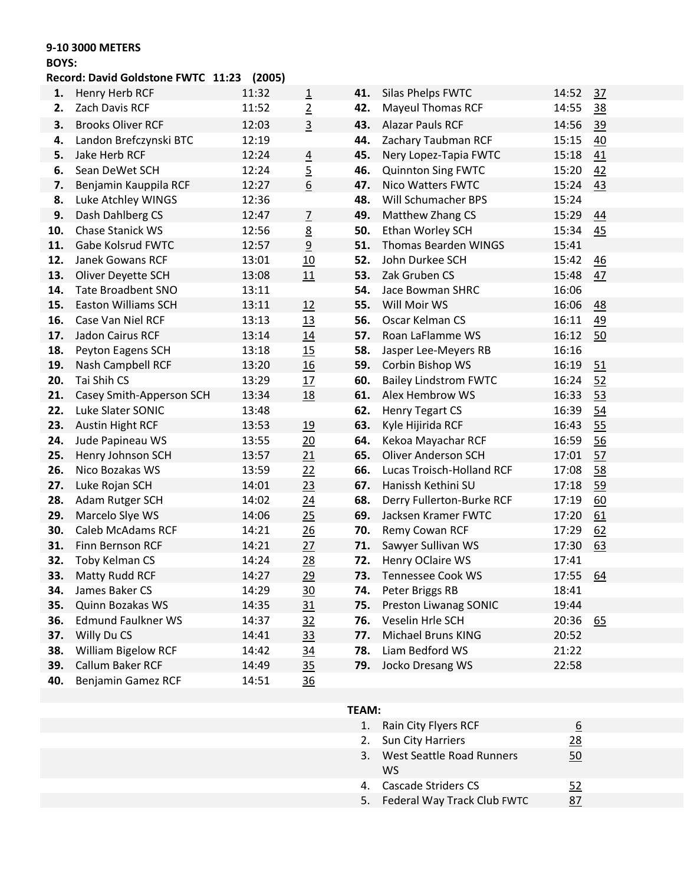**9-10 3000 METERS**

**BOYS:**

**Record: David Goldstone FWTC 11:23 (2005)**

| Place | Name | Time | Score |
|---|---|---|---|
| **1.** | Henry Herb RCF | 11:32 | 1 |
| **2.** | Zach Davis RCF | 11:52 | 2 |
| **3.** | Brooks Oliver RCF | 12:03 | 3 |
| **4.** | Landon Brefczynski BTC | 12:19 | |
| **5.** | Jake Herb RCF | 12:24 | 4 |
| **6.** | Sean DeWet SCH | 12:24 | 5 |
| **7.** | Benjamin Kauppila RCF | 12:27 | 6 |
| **8.** | Luke Atchley WINGS | 12:36 | |
| **9.** | Dash Dahlberg CS | 12:47 | 7 |
| **10.** | Chase Stanick WS | 12:56 | 8 |
| **11.** | Gabe Kolsrud FWTC | 12:57 | 9 |
| **12.** | Janek Gowans RCF | 13:01 | 10 |
| **13.** | Oliver Deyette SCH | 13:08 | 11 |
| **14.** | Tate Broadbent SNO | 13:11 | |
| **15.** | Easton Williams SCH | 13:11 | 12 |
| **16.** | Case Van Niel RCF | 13:13 | 13 |
| **17.** | Jadon Cairus RCF | 13:14 | 14 |
| **18.** | Peyton Eagens SCH | 13:18 | 15 |
| **19.** | Nash Campbell RCF | 13:20 | 16 |
| **20.** | Tai Shih CS | 13:29 | 17 |
| **21.** | Casey Smith-Apperson SCH | 13:34 | 18 |
| **22.** | Luke Slater SONIC | 13:48 | |
| **23.** | Austin Hight RCF | 13:53 | 19 |
| **24.** | Jude Papineau WS | 13:55 | 20 |
| **25.** | Henry Johnson SCH | 13:57 | 21 |
| **26.** | Nico Bozakas WS | 13:59 | 22 |
| **27.** | Luke Rojan SCH | 14:01 | 23 |
| **28.** | Adam Rutger SCH | 14:02 | 24 |
| **29.** | Marcelo Slye WS | 14:06 | 25 |
| **30.** | Caleb McAdams RCF | 14:21 | 26 |
| **31.** | Finn Bernson RCF | 14:21 | 27 |
| **32.** | Toby Kelman CS | 14:24 | 28 |
| **33.** | Matty Rudd RCF | 14:27 | 29 |
| **34.** | James Baker CS | 14:29 | 30 |
| **35.** | Quinn Bozakas WS | 14:35 | 31 |
| **36.** | Edmund Faulkner WS | 14:37 | 32 |
| **37.** | Willy Du CS | 14:41 | 33 |
| **38.** | William Bigelow RCF | 14:42 | 34 |
| **39.** | Callum Baker RCF | 14:49 | 35 |
| **40.** | Benjamin Gamez RCF | 14:51 | 36 |
| **41.** | Silas Phelps FWTC | 14:52 | 37 |
| **42.** | Mayeul Thomas RCF | 14:55 | 38 |
| **43.** | Alazar Pauls RCF | 14:56 | 39 |
| **44.** | Zachary Taubman RCF | 15:15 | 40 |
| **45.** | Nery Lopez-Tapia FWTC | 15:18 | 41 |
| **46.** | Quinnton Sing FWTC | 15:20 | 42 |
| **47.** | Nico Watters FWTC | 15:24 | 43 |
| **48.** | Will Schumacher BPS | 15:24 | |
| **49.** | Matthew Zhang CS | 15:29 | 44 |
| **50.** | Ethan Worley SCH | 15:34 | 45 |
| **51.** | Thomas Bearden WINGS | 15:41 | |
| **52.** | John Durkee SCH | 15:42 | 46 |
| **53.** | Zak Gruben CS | 15:48 | 47 |
| **54.** | Jace Bowman SHRC | 16:06 | |
| **55.** | Will Moir WS | 16:06 | 48 |
| **56.** | Oscar Kelman CS | 16:11 | 49 |
| **57.** | Roan LaFlamme WS | 16:12 | 50 |
| **58.** | Jasper Lee-Meyers RB | 16:16 | |
| **59.** | Corbin Bishop WS | 16:19 | 51 |
| **60.** | Bailey Lindstrom FWTC | 16:24 | 52 |
| **61.** | Alex Hembrow WS | 16:33 | 53 |
| **62.** | Henry Tegart CS | 16:39 | 54 |
| **63.** | Kyle Hijirida RCF | 16:43 | 55 |
| **64.** | Kekoa Mayachar RCF | 16:59 | 56 |
| **65.** | Oliver Anderson SCH | 17:01 | 57 |
| **66.** | Lucas Troisch-Holland RCF | 17:08 | 58 |
| **67.** | Hanissh Kethini SU | 17:18 | 59 |
| **68.** | Derry Fullerton-Burke RCF | 17:19 | 60 |
| **69.** | Jacksen Kramer FWTC | 17:20 | 61 |
| **70.** | Remy Cowan RCF | 17:29 | 62 |
| **71.** | Sawyer Sullivan WS | 17:30 | 63 |
| **72.** | Henry OClaire WS | 17:41 | |
| **73.** | Tennessee Cook WS | 17:55 | 64 |
| **74.** | Peter Briggs RB | 18:41 | |
| **75.** | Preston Liwanag SONIC | 19:44 | |
| **76.** | Veselin Hrle SCH | 20:36 | 65 |
| **77.** | Michael Bruns KING | 20:52 | |
| **78.** | Liam Bedford WS | 21:22 | |
| **79.** | Jocko Dresang WS | 22:58 | |

**TEAM:**

| Place | Team | Score |
|---|---|---|
| 1. | Rain City Flyers RCF | 6 |
| 2. | Sun City Harriers | 28 |
| 3. | West Seattle Road Runners WS | 50 |
| 4. | Cascade Striders CS | 52 |
| 5. | Federal Way Track Club FWTC | 87 |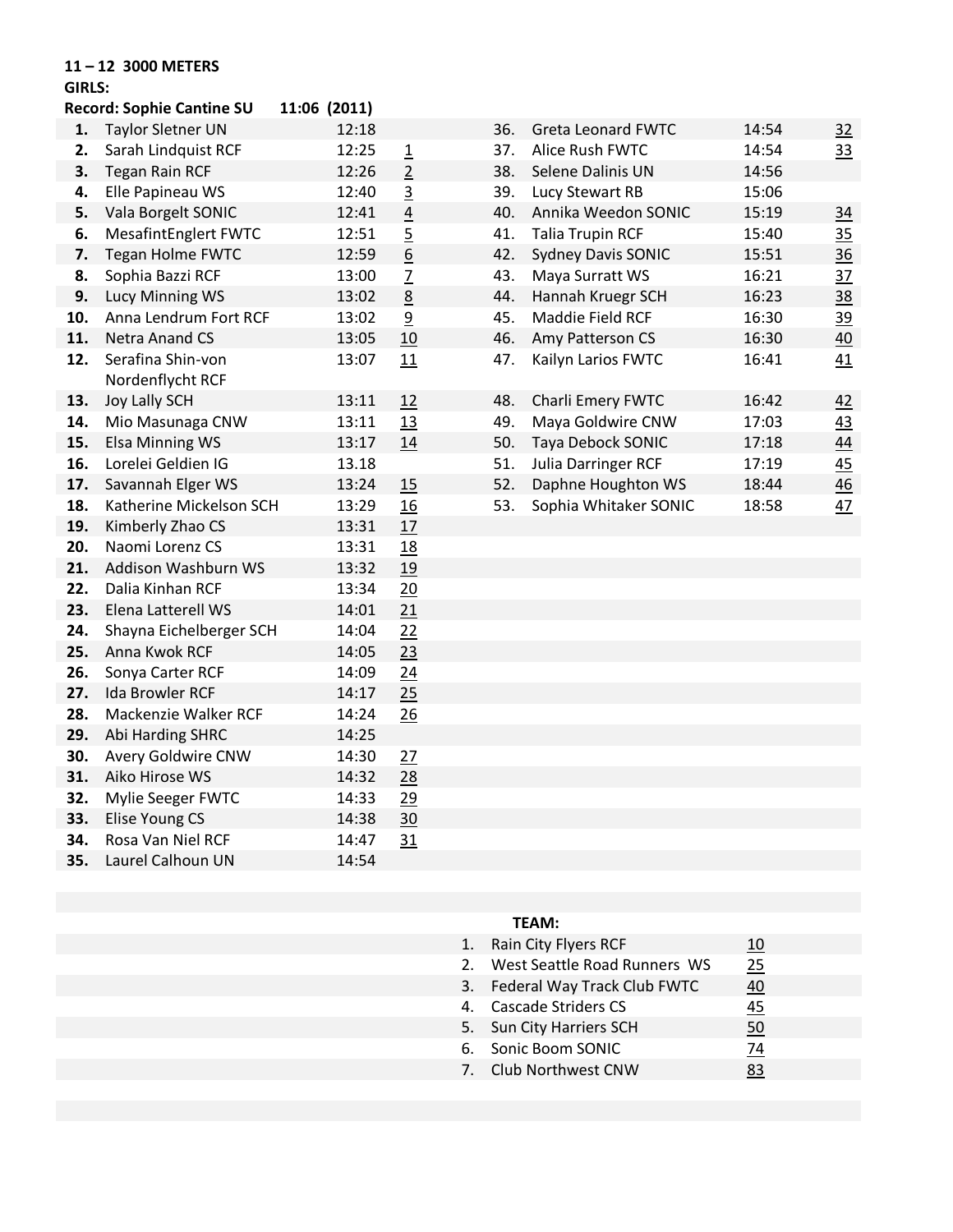**11 – 12 3000 METERS**

**GIRLS:**

**Record: Sophie Cantine SU 11:06 (2011)**

| Place | Name | Time | Team Pts |
|---|---|---|---|
| **1.** | Taylor Sletner UN | 12:18 | |
| **2.** | Sarah Lindquist RCF | 12:25 | 1 |
| **3.** | Tegan Rain RCF | 12:26 | 2 |
| **4.** | Elle Papineau WS | 12:40 | 3 |
| **5.** | Vala Borgelt SONIC | 12:41 | 4 |
| **6.** | MesafintEnglert FWTC | 12:51 | 5 |
| **7.** | Tegan Holme FWTC | 12:59 | 6 |
| **8.** | Sophia Bazzi RCF | 13:00 | 7 |
| **9.** | Lucy Minning WS | 13:02 | 8 |
| **10.** | Anna Lendrum Fort RCF | 13:02 | 9 |
| **11.** | Netra Anand CS | 13:05 | 10 |
| **12.** | Serafina Shin-von Nordenflycht RCF | 13:07 | 11 |
| **13.** | Joy Lally SCH | 13:11 | 12 |
| **14.** | Mio Masunaga CNW | 13:11 | 13 |
| **15.** | Elsa Minning WS | 13:17 | 14 |
| **16.** | Lorelei Geldien IG | 13.18 | |
| **17.** | Savannah Elger WS | 13:24 | 15 |
| **18.** | Katherine Mickelson SCH | 13:29 | 16 |
| **19.** | Kimberly Zhao CS | 13:31 | 17 |
| **20.** | Naomi Lorenz CS | 13:31 | 18 |
| **21.** | Addison Washburn WS | 13:32 | 19 |
| **22.** | Dalia Kinhan RCF | 13:34 | 20 |
| **23.** | Elena Latterell WS | 14:01 | 21 |
| **24.** | Shayna Eichelberger SCH | 14:04 | 22 |
| **25.** | Anna Kwok RCF | 14:05 | 23 |
| **26.** | Sonya Carter RCF | 14:09 | 24 |
| **27.** | Ida Browler RCF | 14:17 | 25 |
| **28.** | Mackenzie Walker RCF | 14:24 | 26 |
| **29.** | Abi Harding SHRC | 14:25 | |
| **30.** | Avery Goldwire CNW | 14:30 | 27 |
| **31.** | Aiko Hirose WS | 14:32 | 28 |
| **32.** | Mylie Seeger FWTC | 14:33 | 29 |
| **33.** | Elise Young CS | 14:38 | 30 |
| **34.** | Rosa Van Niel RCF | 14:47 | 31 |
| **35.** | Laurel Calhoun UN | 14:54 | |
| 36. | Greta Leonard FWTC | 14:54 | 32 |
| 37. | Alice Rush FWTC | 14:54 | 33 |
| 38. | Selene Dalinis UN | 14:56 | |
| 39. | Lucy Stewart RB | 15:06 | |
| 40. | Annika Weedon SONIC | 15:19 | 34 |
| 41. | Talia Trupin RCF | 15:40 | 35 |
| 42. | Sydney Davis SONIC | 15:51 | 36 |
| 43. | Maya Surratt WS | 16:21 | 37 |
| 44. | Hannah Kruegr SCH | 16:23 | 38 |
| 45. | Maddie Field RCF | 16:30 | 39 |
| 46. | Amy Patterson CS | 16:30 | 40 |
| 47. | Kailyn Larios FWTC | 16:41 | 41 |
| 48. | Charli Emery FWTC | 16:42 | 42 |
| 49. | Maya Goldwire CNW | 17:03 | 43 |
| 50. | Taya Debock SONIC | 17:18 | 44 |
| 51. | Julia Darringer RCF | 17:19 | 45 |
| 52. | Daphne Houghton WS | 18:44 | 46 |
| 53. | Sophia Whitaker SONIC | 18:58 | 47 |

**TEAM:**

| Place | Team | Points |
|---|---|---|
| 1. | Rain City Flyers RCF | 10 |
| 2. | West Seattle Road Runners WS | 25 |
| 3. | Federal Way Track Club FWTC | 40 |
| 4. | Cascade Striders CS | 45 |
| 5. | Sun City Harriers SCH | 50 |
| 6. | Sonic Boom SONIC | 74 |
| 7. | Club Northwest CNW | 83 |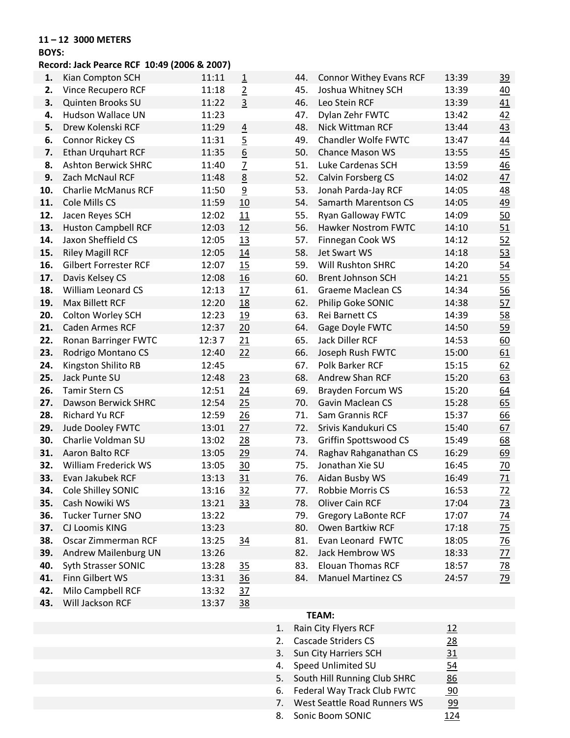**11 – 12 3000 METERS**

**BOYS:**

**Record: Jack Pearce RCF 10:49 (2006 & 2007)**

| Place | Name | Time | Team Points |
|---|---|---|---|
| **1.** | Kian Compton SCH | 11:11 | 1 |
| **2.** | Vince Recupero RCF | 11:18 | 2 |
| **3.** | Quinten Brooks SU | 11:22 | 3 |
| **4.** | Hudson Wallace UN | 11:23 | |
| **5.** | Drew Kolenski RCF | 11:29 | 4 |
| **6.** | Connor Rickey CS | 11:31 | 5 |
| **7.** | Ethan Urquhart RCF | 11:35 | 6 |
| **8.** | Ashton Berwick SHRC | 11:40 | 7 |
| **9.** | Zach McNaul RCF | 11:48 | 8 |
| **10.** | Charlie McManus RCF | 11:50 | 9 |
| **11.** | Cole Mills CS | 11:59 | 10 |
| **12.** | Jacen Reyes SCH | 12:02 | 11 |
| **13.** | Huston Campbell RCF | 12:03 | 12 |
| **14.** | Jaxon Sheffield CS | 12:05 | 13 |
| **15.** | Riley Magill RCF | 12:05 | 14 |
| **16.** | Gilbert Forrester RCF | 12:07 | 15 |
| **17.** | Davis Kelsey CS | 12:08 | 16 |
| **18.** | William Leonard CS | 12:13 | 17 |
| **19.** | Max Billett RCF | 12:20 | 18 |
| **20.** | Colton Worley SCH | 12:23 | 19 |
| **21.** | Caden Armes RCF | 12:37 | 20 |
| **22.** | Ronan Barringer FWTC | 12:3 7 | 21 |
| **23.** | Rodrigo Montano CS | 12:40 | 22 |
| **24.** | Kingston Shilito RB | 12:45 | |
| **25.** | Jack Punte SU | 12:48 | 23 |
| **26.** | Tamir Stern CS | 12:51 | 24 |
| **27.** | Dawson Berwick SHRC | 12:54 | 25 |
| **28.** | Richard Yu RCF | 12:59 | 26 |
| **29.** | Jude Dooley FWTC | 13:01 | 27 |
| **30.** | Charlie Voldman SU | 13:02 | 28 |
| **31.** | Aaron Balto RCF | 13:05 | 29 |
| **32.** | William Frederick WS | 13:05 | 30 |
| **33.** | Evan Jakubek RCF | 13:13 | 31 |
| **34.** | Cole Shilley SONIC | 13:16 | 32 |
| **35.** | Cash Nowiki WS | 13:21 | 33 |
| **36.** | Tucker Turner SNO | 13:22 | |
| **37.** | CJ Loomis KING | 13:23 | |
| **38.** | Oscar Zimmerman RCF | 13:25 | 34 |
| **39.** | Andrew Mailenburg UN | 13:26 | |
| **40.** | Syth Strasser SONIC | 13:28 | 35 |
| **41.** | Finn Gilbert WS | 13:31 | 36 |
| **42.** | Milo Campbell RCF | 13:32 | 37 |
| **43.** | Will Jackson RCF | 13:37 | 38 |
| 44. | Connor Withey Evans RCF | 13:39 | 39 |
| 45. | Joshua Whitney SCH | 13:39 | 40 |
| 46. | Leo Stein RCF | 13:39 | 41 |
| 47. | Dylan Zehr FWTC | 13:42 | 42 |
| 48. | Nick Wittman RCF | 13:44 | 43 |
| 49. | Chandler Wolfe FWTC | 13:47 | 44 |
| 50. | Chance Mason WS | 13:55 | 45 |
| 51. | Luke Cardenas SCH | 13:59 | 46 |
| 52. | Calvin Forsberg CS | 14:02 | 47 |
| 53. | Jonah Parda-Jay RCF | 14:05 | 48 |
| 54. | Samarth Marentson CS | 14:05 | 49 |
| 55. | Ryan Galloway FWTC | 14:09 | 50 |
| 56. | Hawker Nostrom FWTC | 14:10 | 51 |
| 57. | Finnegan Cook WS | 14:12 | 52 |
| 58. | Jet Swart WS | 14:18 | 53 |
| 59. | Will Rushton SHRC | 14:20 | 54 |
| 60. | Brent Johnson SCH | 14:21 | 55 |
| 61. | Graeme Maclean CS | 14:34 | 56 |
| 62. | Philip Goke SONIC | 14:38 | 57 |
| 63. | Rei Barnett CS | 14:39 | 58 |
| 64. | Gage Doyle FWTC | 14:50 | 59 |
| 65. | Jack Diller RCF | 14:53 | 60 |
| 66. | Joseph Rush FWTC | 15:00 | 61 |
| 67. | Polk Barker RCF | 15:15 | 62 |
| 68. | Andrew Shan RCF | 15:20 | 63 |
| 69. | Brayden Forcum WS | 15:20 | 64 |
| 70. | Gavin Maclean CS | 15:28 | 65 |
| 71. | Sam Grannis RCF | 15:37 | 66 |
| 72. | Srivis Kandukuri CS | 15:40 | 67 |
| 73. | Griffin Spottswood CS | 15:49 | 68 |
| 74. | Raghav Rahganathan CS | 16:29 | 69 |
| 75. | Jonathan Xie SU | 16:45 | 70 |
| 76. | Aidan Busby WS | 16:49 | 71 |
| 77. | Robbie Morris CS | 16:53 | 72 |
| 78. | Oliver Cain RCF | 17:04 | 73 |
| 79. | Gregory LaBonte RCF | 17:07 | 74 |
| 80. | Owen Bartkiw RCF | 17:18 | 75 |
| 81. | Evan Leonard FWTC | 18:05 | 76 |
| 82. | Jack Hembrow WS | 18:33 | 77 |
| 83. | Elouan Thomas RCF | 18:57 | 78 |
| 84. | Manuel Martinez CS | 24:57 | 79 |

**TEAM:**

| Place | Team | Points |
|---|---|---|
| 1. | Rain City Flyers RCF | 12 |
| 2. | Cascade Striders CS | 28 |
| 3. | Sun City Harriers SCH | 31 |
| 4. | Speed Unlimited SU | 54 |
| 5. | South Hill Running Club SHRC | 86 |
| 6. | Federal Way Track Club FWTC | 90 |
| 7. | West Seattle Road Runners WS | 99 |
| 8. | Sonic Boom SONIC | 124 |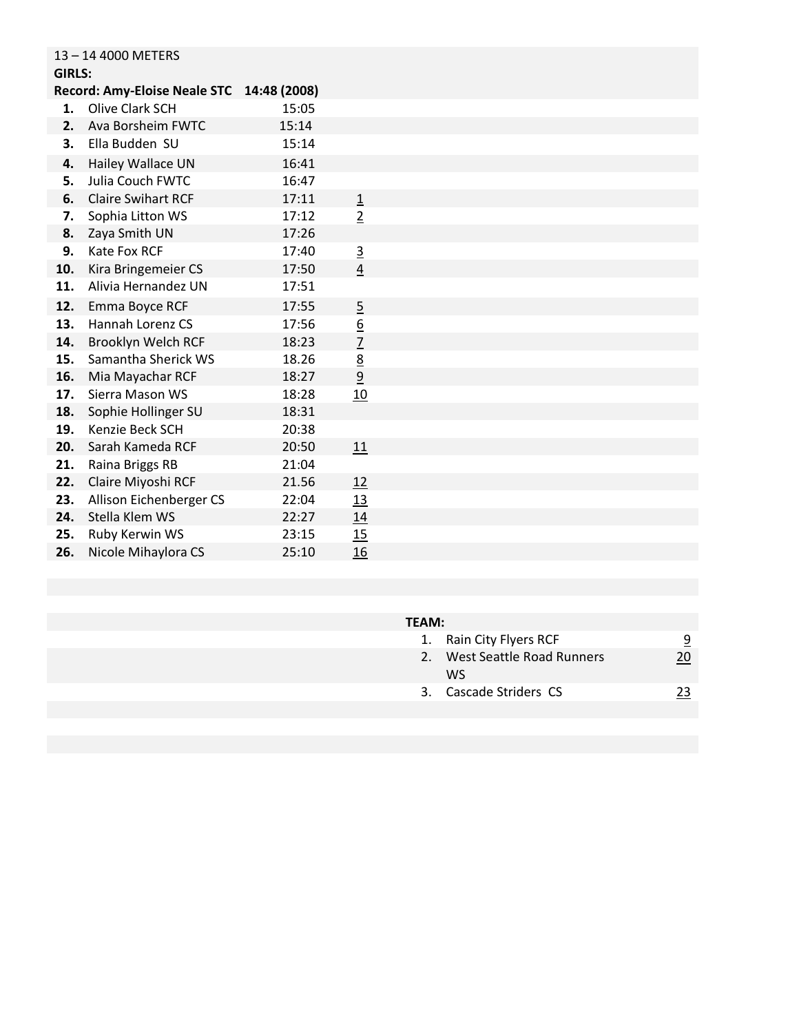13 – 14 4000 METERS

**GIRLS:**

**Record: Amy-Eloise Neale STC 14:48 (2008)**

| Place | Name | Time | Team Score |
|---|---|---|---|
| **1.** | Olive Clark SCH | 15:05 | |
| **2.** | Ava Borsheim FWTC | 15:14 | |
| **3.** | Ella Budden SU | 15:14 | |
| **4.** | Hailey Wallace UN | 16:41 | |
| **5.** | Julia Couch FWTC | 16:47 | |
| **6.** | Claire Swihart RCF | 17:11 | 1 |
| **7.** | Sophia Litton WS | 17:12 | 2 |
| **8.** | Zaya Smith UN | 17:26 | |
| **9.** | Kate Fox RCF | 17:40 | 3 |
| **10.** | Kira Bringemeier CS | 17:50 | 4 |
| **11.** | Alivia Hernandez UN | 17:51 | |
| **12.** | Emma Boyce RCF | 17:55 | 5 |
| **13.** | Hannah Lorenz CS | 17:56 | 6 |
| **14.** | Brooklyn Welch RCF | 18:23 | 7 |
| **15.** | Samantha Sherick WS | 18.26 | 8 |
| **16.** | Mia Mayachar RCF | 18:27 | 9 |
| **17.** | Sierra Mason WS | 18:28 | 10 |
| **18.** | Sophie Hollinger SU | 18:31 | |
| **19.** | Kenzie Beck SCH | 20:38 | |
| **20.** | Sarah Kameda RCF | 20:50 | 11 |
| **21.** | Raina Briggs RB | 21:04 | |
| **22.** | Claire Miyoshi RCF | 21.56 | 12 |
| **23.** | Allison Eichenberger CS | 22:04 | 13 |
| **24.** | Stella Klem WS | 22:27 | 14 |
| **25.** | Ruby Kerwin WS | 23:15 | 15 |
| **26.** | Nicole Mihaylora CS | 25:10 | 16 |

**TEAM:**

| Place | Team | Score |
|---|---|---|
| 1. | Rain City Flyers RCF | 9 |
| 2. | West Seattle Road Runners WS | 20 |
| 3. | Cascade Striders CS | 23 |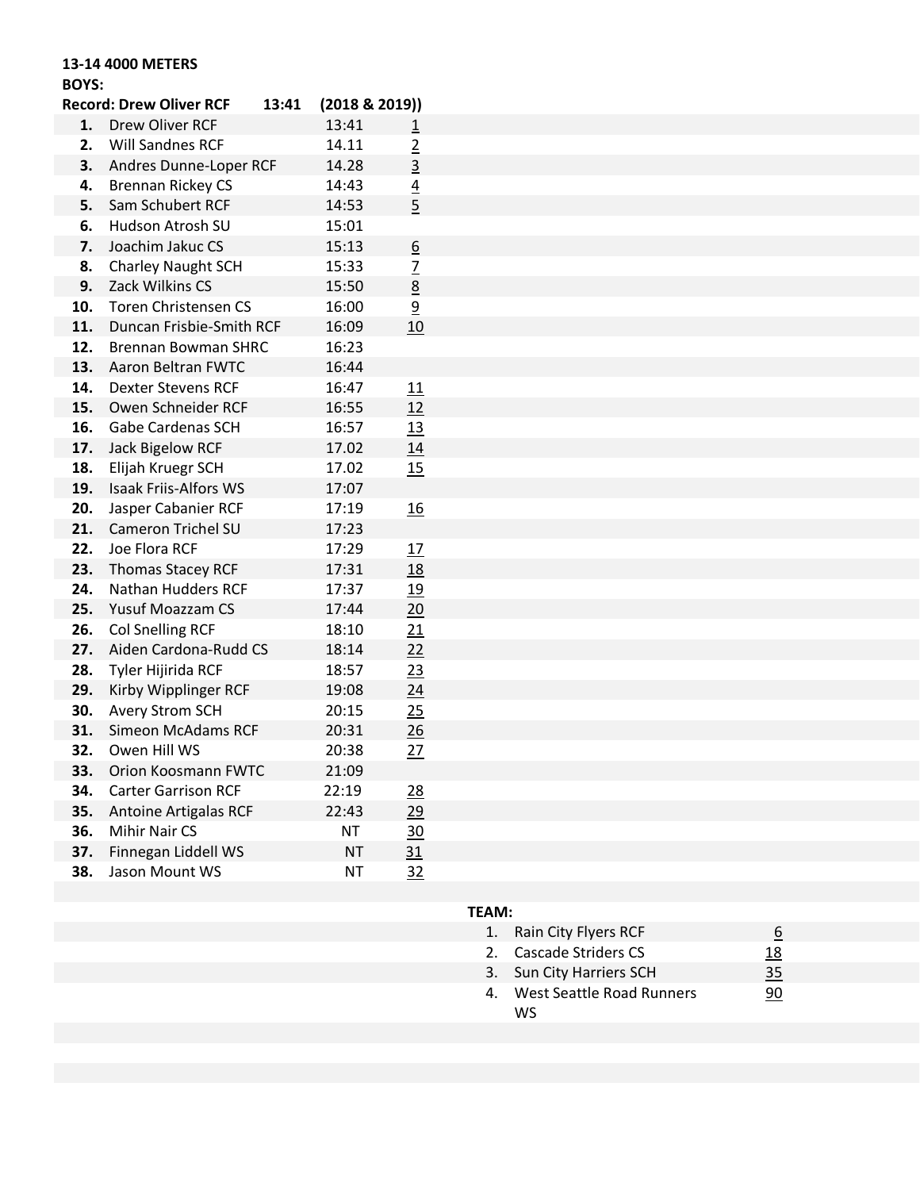**13-14 4000 METERS**

**BOYS:**

**Record: Drew Oliver RCF 13:41 (2018 & 2019))**

| | | | |
|---|---|---|---|
| **1.** | Drew Oliver RCF | 13:41 | 1 |
| **2.** | Will Sandnes RCF | 14.11 | 2 |
| **3.** | Andres Dunne-Loper RCF | 14.28 | 3 |
| **4.** | Brennan Rickey CS | 14:43 | 4 |
| **5.** | Sam Schubert RCF | 14:53 | 5 |
| **6.** | Hudson Atrosh SU | 15:01 | |
| **7.** | Joachim Jakuc CS | 15:13 | 6 |
| **8.** | Charley Naught SCH | 15:33 | 7 |
| **9.** | Zack Wilkins CS | 15:50 | 8 |
| **10.** | Toren Christensen CS | 16:00 | 9 |
| **11.** | Duncan Frisbie-Smith RCF | 16:09 | 10 |
| **12.** | Brennan Bowman SHRC | 16:23 | |
| **13.** | Aaron Beltran FWTC | 16:44 | |
| **14.** | Dexter Stevens RCF | 16:47 | 11 |
| **15.** | Owen Schneider RCF | 16:55 | 12 |
| **16.** | Gabe Cardenas SCH | 16:57 | 13 |
| **17.** | Jack Bigelow RCF | 17.02 | 14 |
| **18.** | Elijah Kruegr SCH | 17.02 | 15 |
| **19.** | Isaak Friis-Alfors WS | 17:07 | |
| **20.** | Jasper Cabanier RCF | 17:19 | 16 |
| **21.** | Cameron Trichel SU | 17:23 | |
| **22.** | Joe Flora RCF | 17:29 | 17 |
| **23.** | Thomas Stacey RCF | 17:31 | 18 |
| **24.** | Nathan Hudders RCF | 17:37 | 19 |
| **25.** | Yusuf Moazzam CS | 17:44 | 20 |
| **26.** | Col Snelling RCF | 18:10 | 21 |
| **27.** | Aiden Cardona-Rudd CS | 18:14 | 22 |
| **28.** | Tyler Hijirida RCF | 18:57 | 23 |
| **29.** | Kirby Wipplinger RCF | 19:08 | 24 |
| **30.** | Avery Strom SCH | 20:15 | 25 |
| **31.** | Simeon McAdams RCF | 20:31 | 26 |
| **32.** | Owen Hill WS | 20:38 | 27 |
| **33.** | Orion Koosmann FWTC | 21:09 | |
| **34.** | Carter Garrison RCF | 22:19 | 28 |
| **35.** | Antoine Artigalas RCF | 22:43 | 29 |
| **36.** | Mihir Nair CS | NT | 30 |
| **37.** | Finnegan Liddell WS | NT | 31 |
| **38.** | Jason Mount WS | NT | 32 |

**TEAM:**

| | | |
|---|---|---|
| 1. | Rain City Flyers RCF | 6 |
| 2. | Cascade Striders CS | 18 |
| 3. | Sun City Harriers SCH | 35 |
| 4. | West Seattle Road Runners WS | 90 |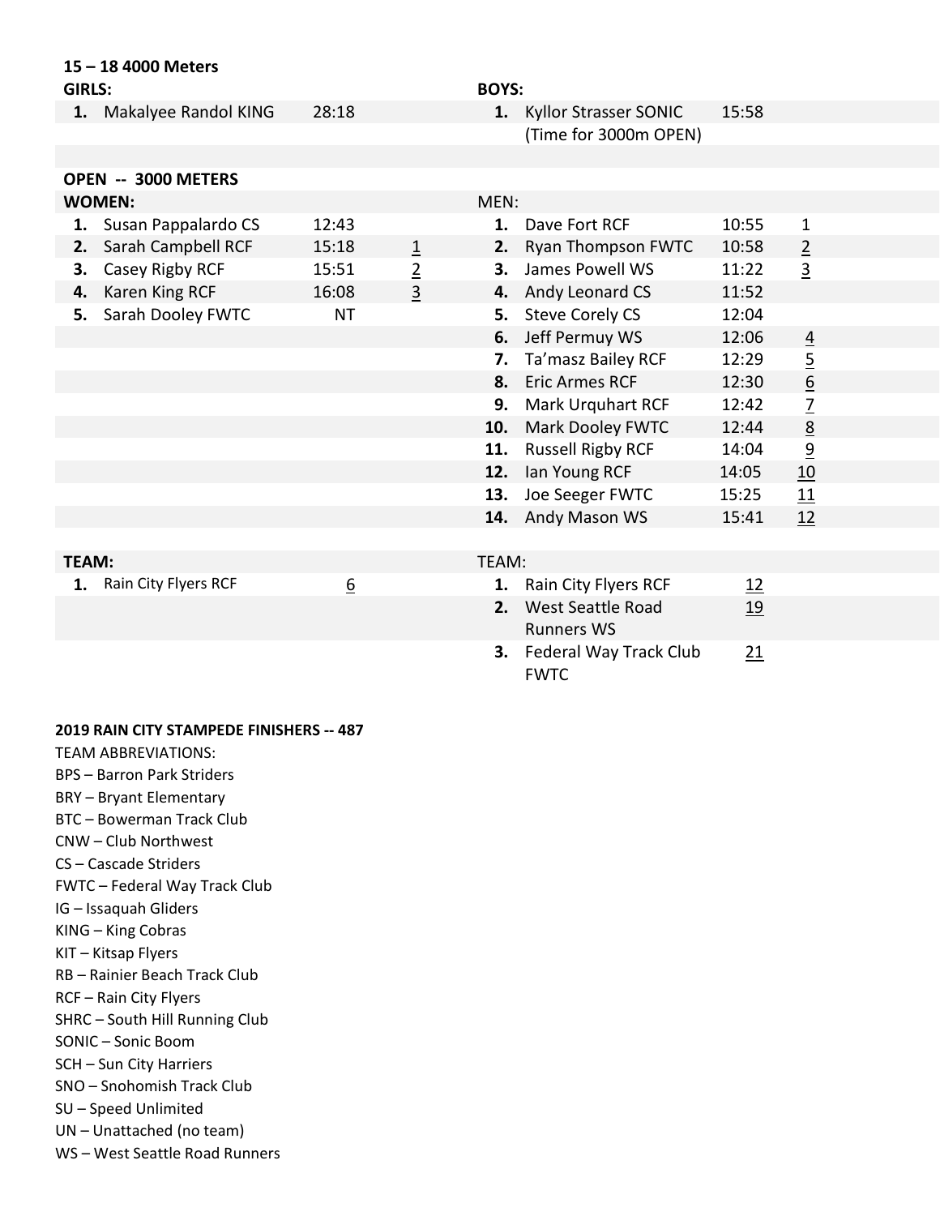**15 – 18 4000 Meters**

| | | | | | | |
|---|---|---|---|---|---|---|
| **GIRLS:** | | | | **BOYS:** | | |
| **1.** | Makalyee Randol KING | 28:18 | | **1.** | Kyllor Strasser SONIC (Time for 3000m OPEN) | 15:58 |

**OPEN -- 3000 METERS**

| | | | | | | | |
|---|---|---|---|---|---|---|---|
| **WOMEN:** | | | | MEN: | | | |
| **1.** Susan Pappalardo CS | 12:43 | | | **1.** | Dave Fort RCF | 10:55 | 1 |
| **2.** Sarah Campbell RCF | 15:18 | 1 | | **2.** | Ryan Thompson FWTC | 10:58 | 2 |
| **3.** Casey Rigby RCF | 15:51 | 2 | | **3.** | James Powell WS | 11:22 | 3 |
| **4.** Karen King RCF | 16:08 | 3 | | **4.** | Andy Leonard CS | 11:52 | |
| **5.** Sarah Dooley FWTC | NT | | | **5.** | Steve Corely CS | 12:04 | |
| | | | | **6.** | Jeff Permuy WS | 12:06 | 4 |
| | | | | **7.** | Ta'masz Bailey RCF | 12:29 | 5 |
| | | | | **8.** | Eric Armes RCF | 12:30 | 6 |
| | | | | **9.** | Mark Urquhart RCF | 12:42 | 7 |
| | | | | **10.** | Mark Dooley FWTC | 12:44 | 8 |
| | | | | **11.** | Russell Rigby RCF | 14:04 | 9 |
| | | | | **12.** | Ian Young RCF | 14:05 | 10 |
| | | | | **13.** | Joe Seeger FWTC | 15:25 | 11 |
| | | | | **14.** | Andy Mason WS | 15:41 | 12 |

| | | | | |
|---|---|---|---|---|
| **TEAM:** | | TEAM: | | |
| **1.** Rain City Flyers RCF | 6 | **1.** | Rain City Flyers RCF | 12 |
| | | **2.** | West Seattle Road Runners WS | 19 |
| | | **3.** | Federal Way Track Club FWTC | 21 |

**2019 RAIN CITY STAMPEDE FINISHERS -- 487**

TEAM ABBREVIATIONS:
BPS – Barron Park Striders
BRY – Bryant Elementary
BTC – Bowerman Track Club
CNW – Club Northwest
CS – Cascade Striders
FWTC – Federal Way Track Club
IG – Issaquah Gliders
KING – King Cobras
KIT – Kitsap Flyers
RB – Rainier Beach Track Club
RCF – Rain City Flyers
SHRC – South Hill Running Club
SONIC – Sonic Boom
SCH – Sun City Harriers
SNO – Snohomish Track Club
SU – Speed Unlimited
UN – Unattached (no team)
WS – West Seattle Road Runners